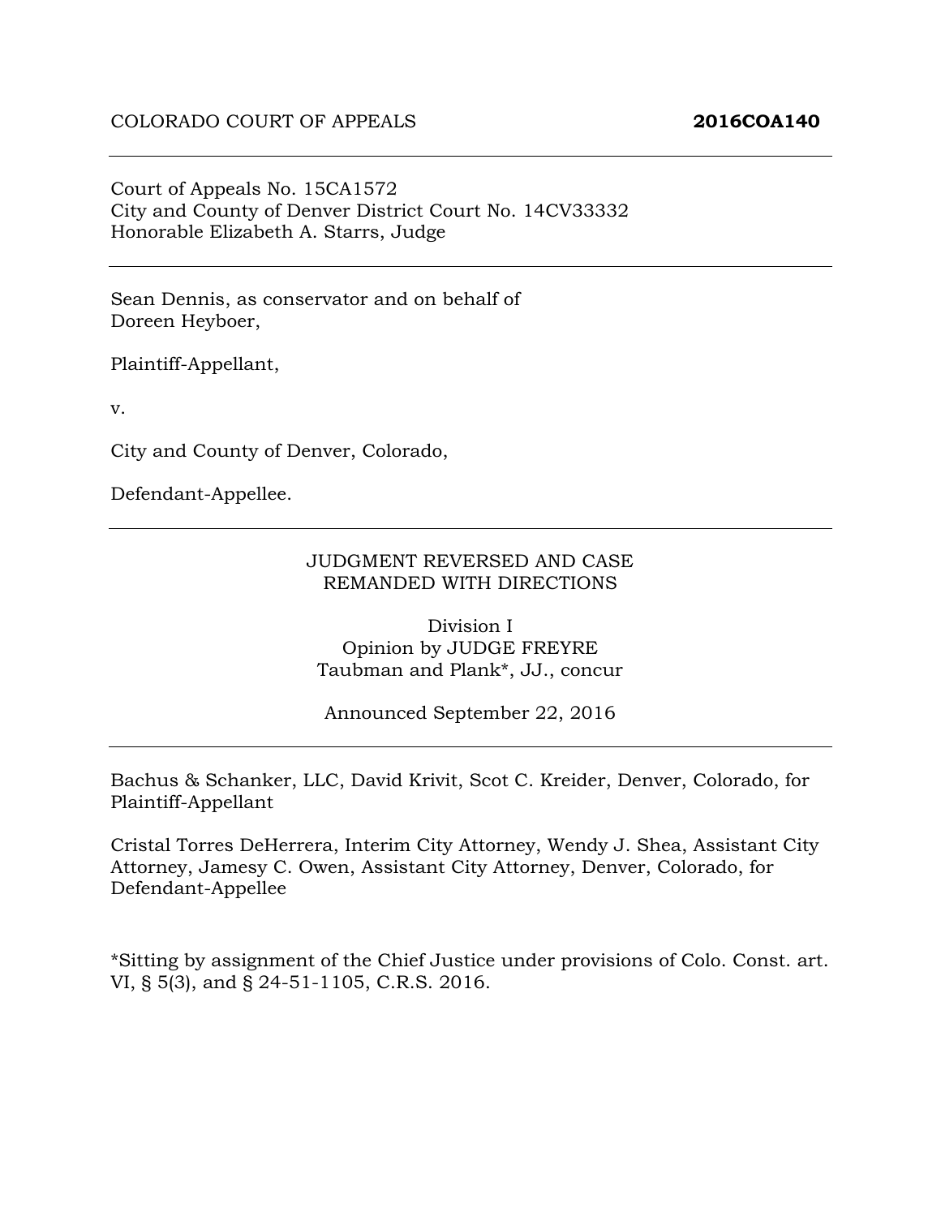COLORADO COURT OF APPEALS **2016COA140**

---

Court of Appeals No. 15CA1572
City and County of Denver District Court No. 14CV33332
Honorable Elizabeth A. Starrs, Judge

---

Sean Dennis, as conservator and on behalf of
Doreen Heyboer,

Plaintiff-Appellant,

v.

City and County of Denver, Colorado,

Defendant-Appellee.

---

JUDGMENT REVERSED AND CASE
REMANDED WITH DIRECTIONS

Division I
Opinion by JUDGE FREYRE
Taubman and Plank*, JJ., concur

Announced September 22, 2016

---

Bachus & Schanker, LLC, David Krivit, Scot C. Kreider, Denver, Colorado, for Plaintiff-Appellant

Cristal Torres DeHerrera, Interim City Attorney, Wendy J. Shea, Assistant City Attorney, Jamesy C. Owen, Assistant City Attorney, Denver, Colorado, for Defendant-Appellee

*Sitting by assignment of the Chief Justice under provisions of Colo. Const. art. VI, § 5(3), and § 24-51-1105, C.R.S. 2016.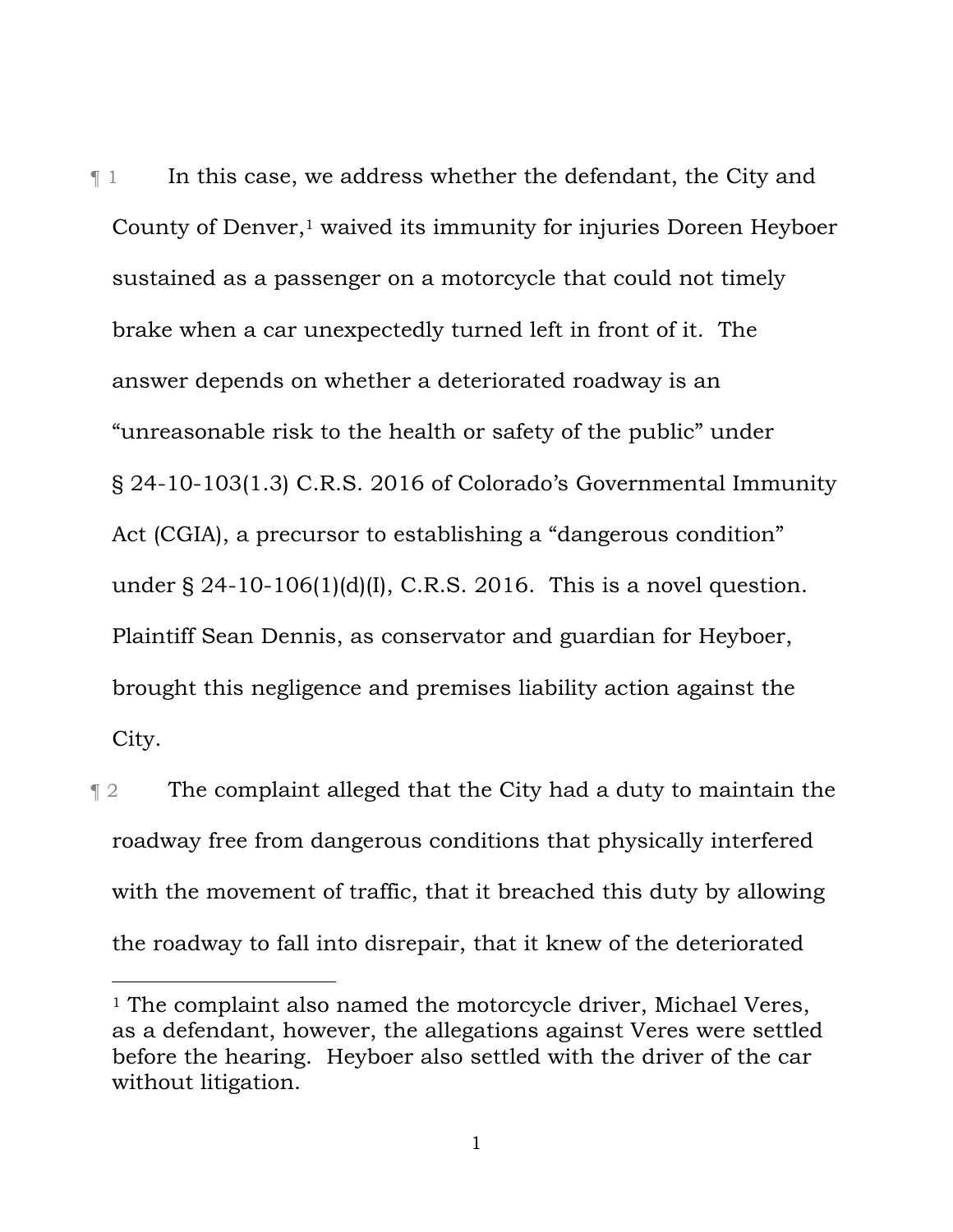¶ 1 In this case, we address whether the defendant, the City and County of Denver,[1] waived its immunity for injuries Doreen Heyboer sustained as a passenger on a motorcycle that could not timely brake when a car unexpectedly turned left in front of it. The answer depends on whether a deteriorated roadway is an "unreasonable risk to the health or safety of the public" under § 24-10-103(1.3) C.R.S. 2016 of Colorado's Governmental Immunity Act (CGIA), a precursor to establishing a "dangerous condition" under § 24-10-106(1)(d)(I), C.R.S. 2016. This is a novel question. Plaintiff Sean Dennis, as conservator and guardian for Heyboer, brought this negligence and premises liability action against the City.

¶ 2 The complaint alleged that the City had a duty to maintain the roadway free from dangerous conditions that physically interfered with the movement of traffic, that it breached this duty by allowing the roadway to fall into disrepair, that it knew of the deteriorated

---

[1] The complaint also named the motorcycle driver, Michael Veres, as a defendant, however, the allegations against Veres were settled before the hearing. Heyboer also settled with the driver of the car without litigation.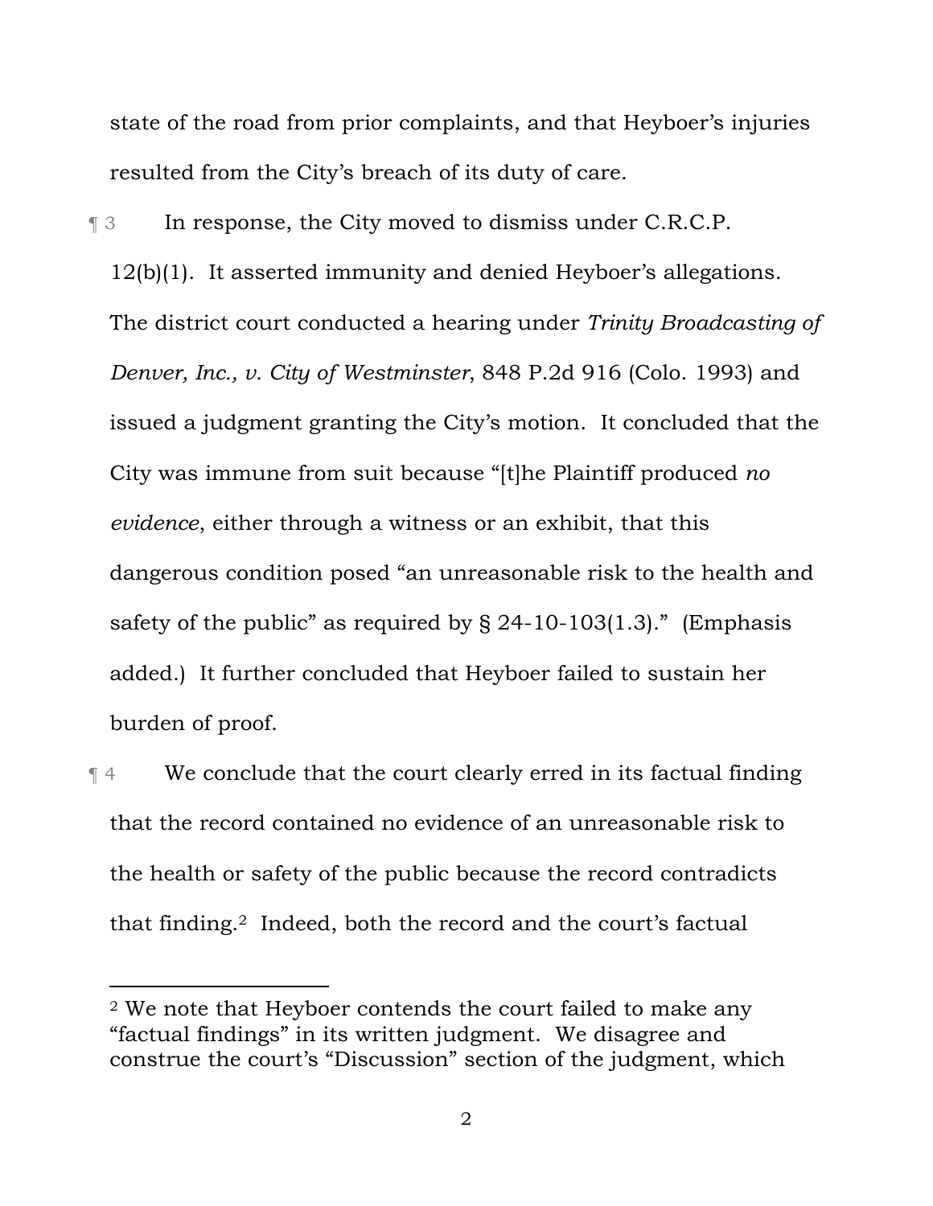state of the road from prior complaints, and that Heyboer's injuries resulted from the City's breach of its duty of care.

¶ 3 In response, the City moved to dismiss under C.R.C.P. 12(b)(1). It asserted immunity and denied Heyboer's allegations. The district court conducted a hearing under *Trinity Broadcasting of Denver, Inc., v. City of Westminster*, 848 P.2d 916 (Colo. 1993) and issued a judgment granting the City's motion. It concluded that the City was immune from suit because "[t]he Plaintiff produced *no evidence*, either through a witness or an exhibit, that this dangerous condition posed "an unreasonable risk to the health and safety of the public" as required by § 24-10-103(1.3)." (Emphasis added.) It further concluded that Heyboer failed to sustain her burden of proof.

¶ 4 We conclude that the court clearly erred in its factual finding that the record contained no evidence of an unreasonable risk to the health or safety of the public because the record contradicts that finding.[2] Indeed, both the record and the court's factual

[2] We note that Heyboer contends the court failed to make any "factual findings" in its written judgment. We disagree and construe the court's "Discussion" section of the judgment, which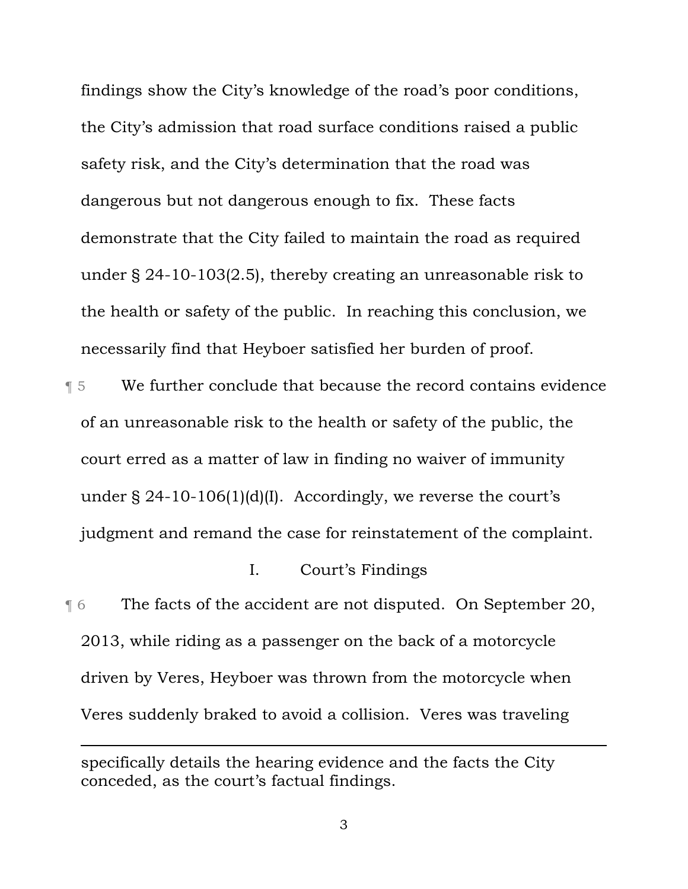findings show the City's knowledge of the road's poor conditions, the City's admission that road surface conditions raised a public safety risk, and the City's determination that the road was dangerous but not dangerous enough to fix. These facts demonstrate that the City failed to maintain the road as required under § 24-10-103(2.5), thereby creating an unreasonable risk to the health or safety of the public. In reaching this conclusion, we necessarily find that Heyboer satisfied her burden of proof.

¶ 5 We further conclude that because the record contains evidence of an unreasonable risk to the health or safety of the public, the court erred as a matter of law in finding no waiver of immunity under § 24-10-106(1)(d)(I). Accordingly, we reverse the court's judgment and remand the case for reinstatement of the complaint.

## I. Court's Findings

¶ 6 The facts of the accident are not disputed. On September 20, 2013, while riding as a passenger on the back of a motorcycle driven by Veres, Heyboer was thrown from the motorcycle when Veres suddenly braked to avoid a collision. Veres was traveling

---

specifically details the hearing evidence and the facts the City conceded, as the court's factual findings.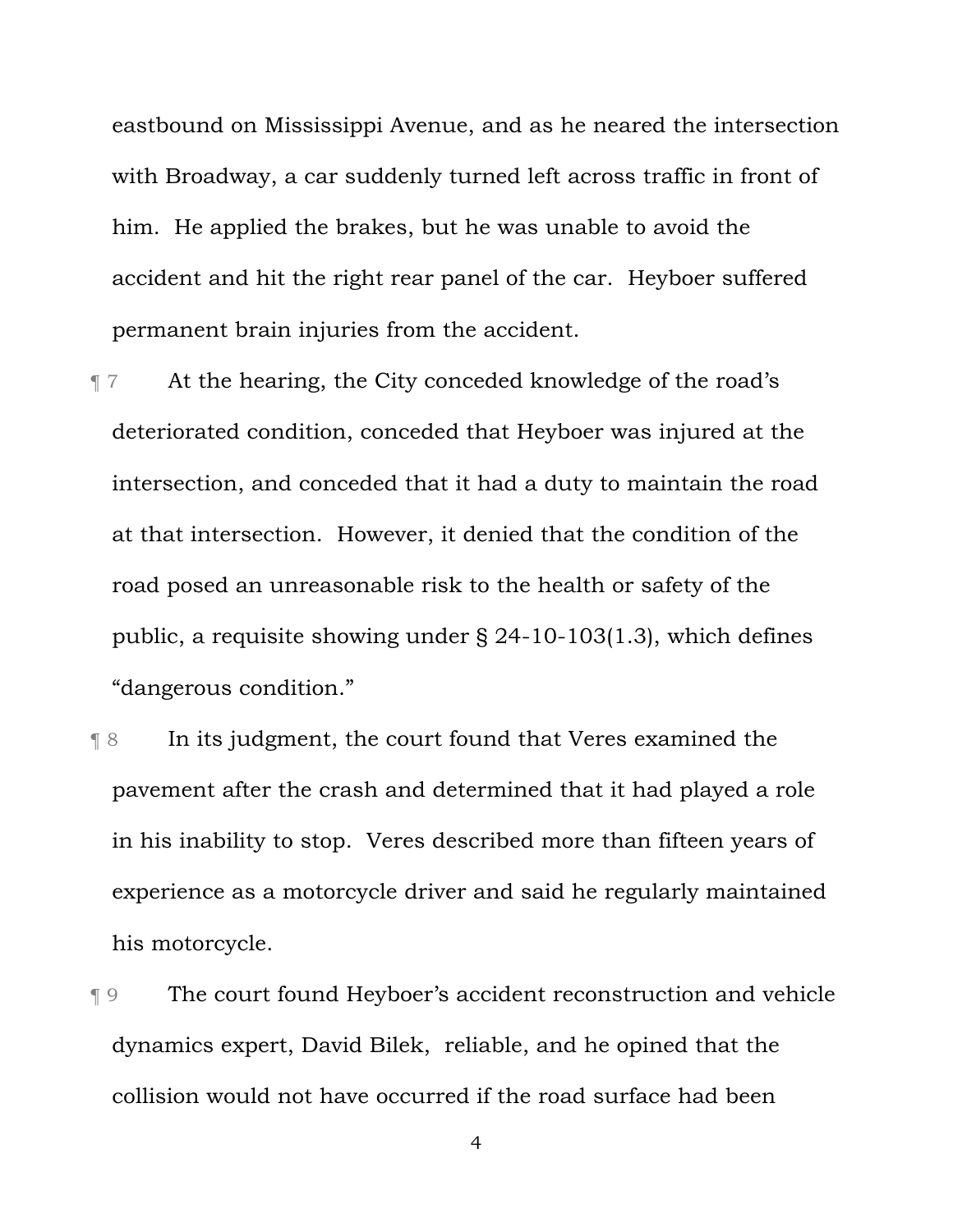eastbound on Mississippi Avenue, and as he neared the intersection with Broadway, a car suddenly turned left across traffic in front of him. He applied the brakes, but he was unable to avoid the accident and hit the right rear panel of the car. Heyboer suffered permanent brain injuries from the accident.

¶ 7 At the hearing, the City conceded knowledge of the road's deteriorated condition, conceded that Heyboer was injured at the intersection, and conceded that it had a duty to maintain the road at that intersection. However, it denied that the condition of the road posed an unreasonable risk to the health or safety of the public, a requisite showing under § 24-10-103(1.3), which defines "dangerous condition."

¶ 8 In its judgment, the court found that Veres examined the pavement after the crash and determined that it had played a role in his inability to stop. Veres described more than fifteen years of experience as a motorcycle driver and said he regularly maintained his motorcycle.

¶ 9 The court found Heyboer's accident reconstruction and vehicle dynamics expert, David Bilek, reliable, and he opined that the collision would not have occurred if the road surface had been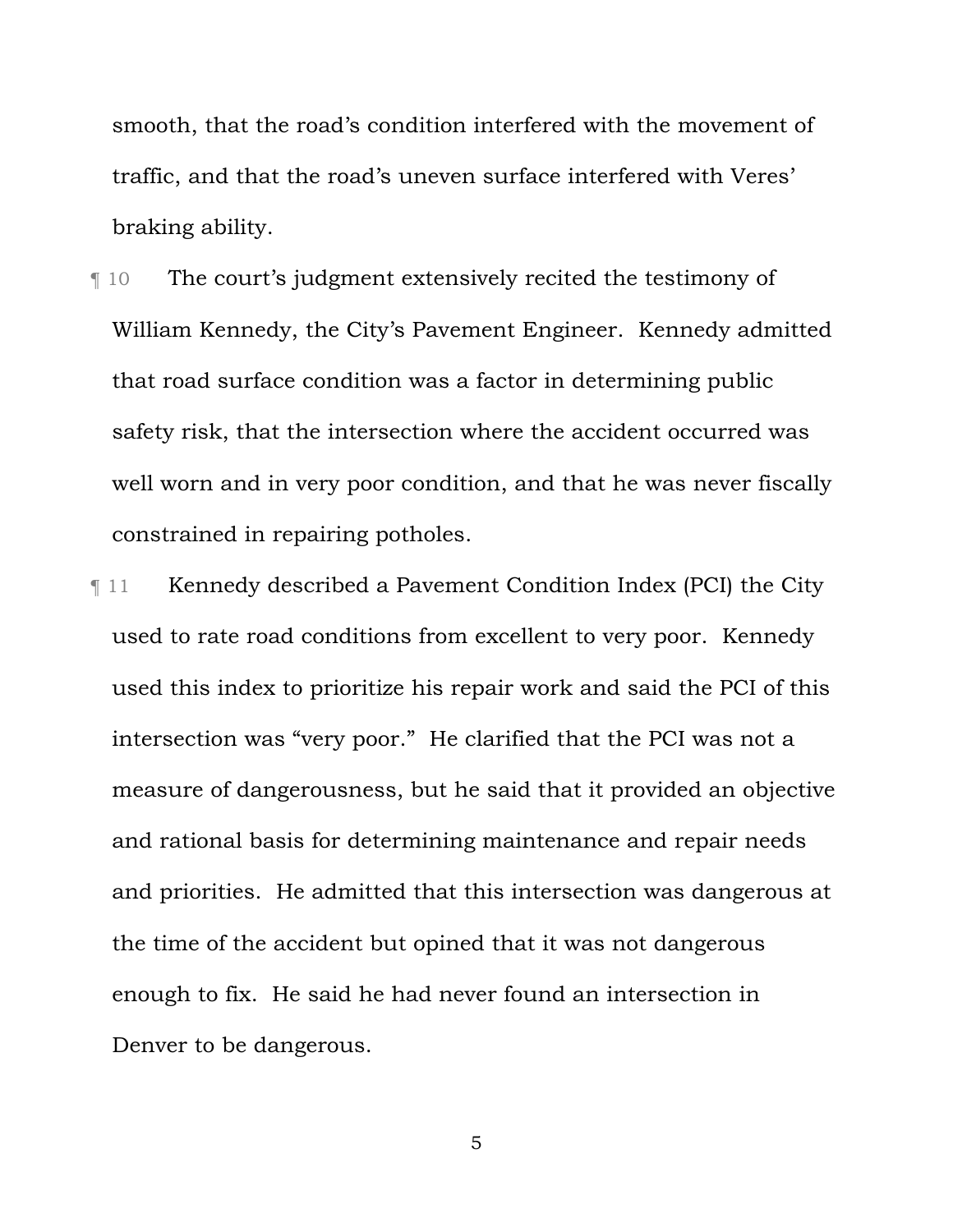smooth, that the road's condition interfered with the movement of traffic, and that the road's uneven surface interfered with Veres' braking ability.

¶ 10 The court's judgment extensively recited the testimony of William Kennedy, the City's Pavement Engineer. Kennedy admitted that road surface condition was a factor in determining public safety risk, that the intersection where the accident occurred was well worn and in very poor condition, and that he was never fiscally constrained in repairing potholes.

¶ 11 Kennedy described a Pavement Condition Index (PCI) the City used to rate road conditions from excellent to very poor. Kennedy used this index to prioritize his repair work and said the PCI of this intersection was "very poor." He clarified that the PCI was not a measure of dangerousness, but he said that it provided an objective and rational basis for determining maintenance and repair needs and priorities. He admitted that this intersection was dangerous at the time of the accident but opined that it was not dangerous enough to fix. He said he had never found an intersection in Denver to be dangerous.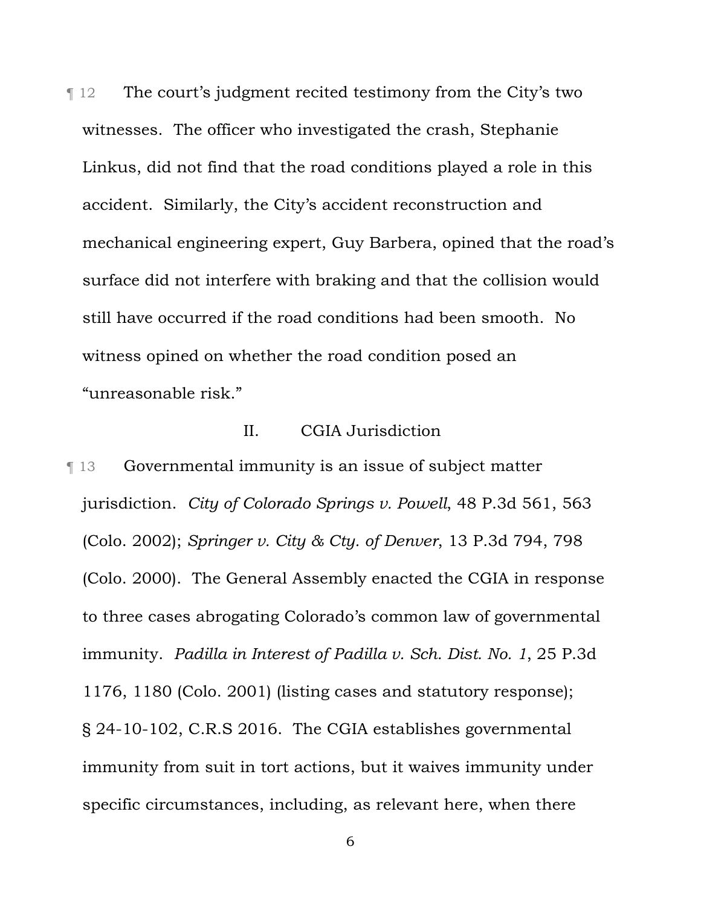¶ 12 The court's judgment recited testimony from the City's two witnesses. The officer who investigated the crash, Stephanie Linkus, did not find that the road conditions played a role in this accident. Similarly, the City's accident reconstruction and mechanical engineering expert, Guy Barbera, opined that the road's surface did not interfere with braking and that the collision would still have occurred if the road conditions had been smooth. No witness opined on whether the road condition posed an "unreasonable risk."

## II. CGIA Jurisdiction

¶ 13 Governmental immunity is an issue of subject matter jurisdiction. *City of Colorado Springs v. Powell*, 48 P.3d 561, 563 (Colo. 2002); *Springer v. City & Cty. of Denver*, 13 P.3d 794, 798 (Colo. 2000). The General Assembly enacted the CGIA in response to three cases abrogating Colorado's common law of governmental immunity. *Padilla in Interest of Padilla v. Sch. Dist. No. 1*, 25 P.3d 1176, 1180 (Colo. 2001) (listing cases and statutory response); § 24-10-102, C.R.S 2016. The CGIA establishes governmental immunity from suit in tort actions, but it waives immunity under specific circumstances, including, as relevant here, when there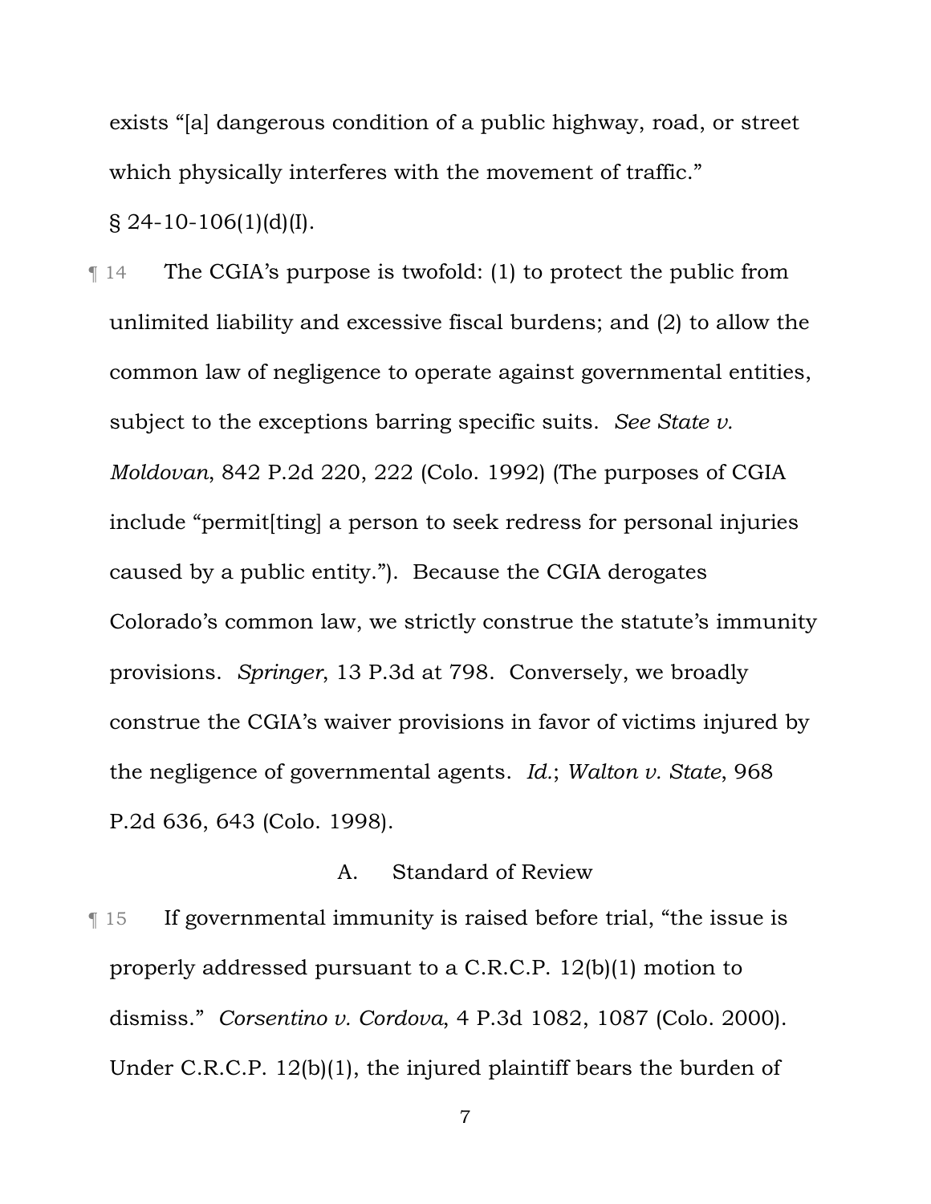exists "[a] dangerous condition of a public highway, road, or street which physically interferes with the movement of traffic." § 24-10-106(1)(d)(I).

¶ 14 The CGIA's purpose is twofold: (1) to protect the public from unlimited liability and excessive fiscal burdens; and (2) to allow the common law of negligence to operate against governmental entities, subject to the exceptions barring specific suits. *See State v. Moldovan*, 842 P.2d 220, 222 (Colo. 1992) (The purposes of CGIA include "permit[ting] a person to seek redress for personal injuries caused by a public entity."). Because the CGIA derogates Colorado's common law, we strictly construe the statute's immunity provisions. *Springer*, 13 P.3d at 798. Conversely, we broadly construe the CGIA's waiver provisions in favor of victims injured by the negligence of governmental agents. *Id.*; *Walton v. State*, 968 P.2d 636, 643 (Colo. 1998).

## A. Standard of Review

¶ 15 If governmental immunity is raised before trial, "the issue is properly addressed pursuant to a C.R.C.P. 12(b)(1) motion to dismiss." *Corsentino v. Cordova*, 4 P.3d 1082, 1087 (Colo. 2000). Under C.R.C.P. 12(b)(1), the injured plaintiff bears the burden of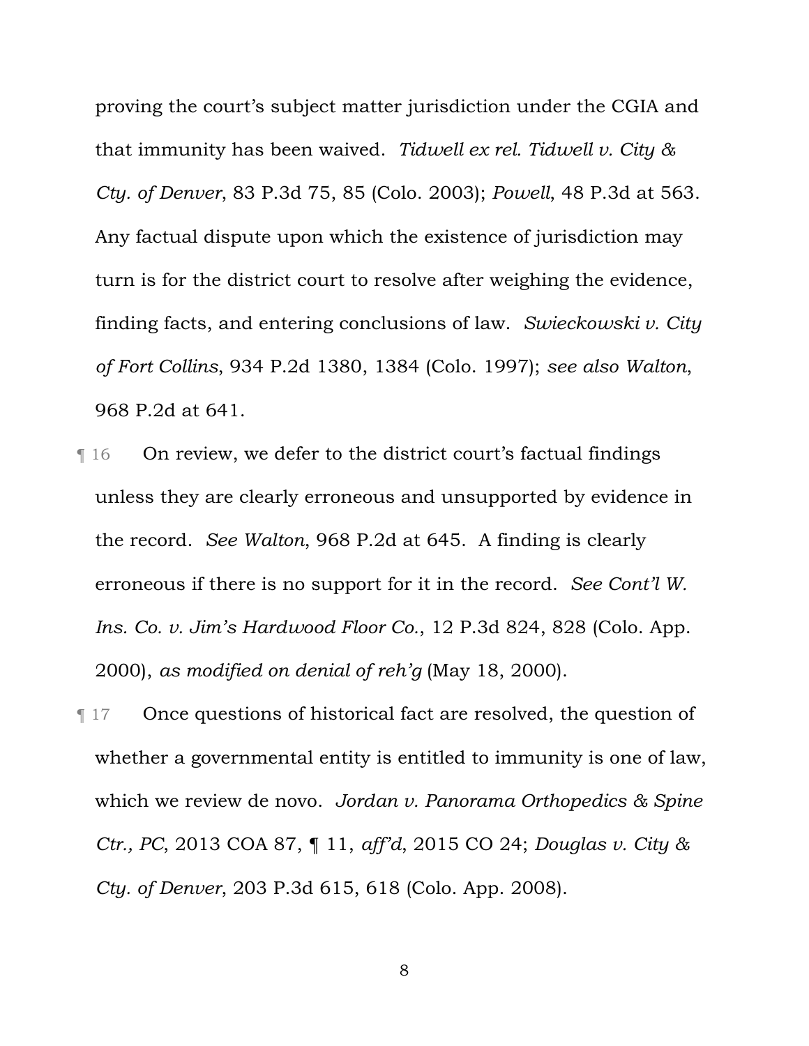proving the court's subject matter jurisdiction under the CGIA and that immunity has been waived. *Tidwell ex rel. Tidwell v. City & Cty. of Denver*, 83 P.3d 75, 85 (Colo. 2003); *Powell*, 48 P.3d at 563. Any factual dispute upon which the existence of jurisdiction may turn is for the district court to resolve after weighing the evidence, finding facts, and entering conclusions of law. *Swieckowski v. City of Fort Collins*, 934 P.2d 1380, 1384 (Colo. 1997); *see also Walton*, 968 P.2d at 641.

¶ 16 On review, we defer to the district court's factual findings unless they are clearly erroneous and unsupported by evidence in the record. *See Walton*, 968 P.2d at 645. A finding is clearly erroneous if there is no support for it in the record. *See Cont'l W. Ins. Co. v. Jim's Hardwood Floor Co.*, 12 P.3d 824, 828 (Colo. App. 2000), *as modified on denial of reh'g* (May 18, 2000).

¶ 17 Once questions of historical fact are resolved, the question of whether a governmental entity is entitled to immunity is one of law, which we review de novo. *Jordan v. Panorama Orthopedics & Spine Ctr., PC*, 2013 COA 87, ¶ 11, *aff'd*, 2015 CO 24; *Douglas v. City & Cty. of Denver*, 203 P.3d 615, 618 (Colo. App. 2008).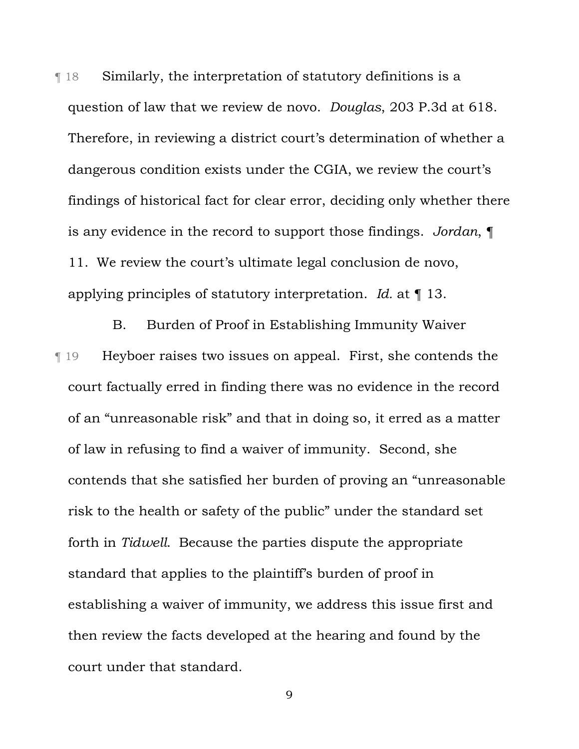¶ 18 Similarly, the interpretation of statutory definitions is a question of law that we review de novo. *Douglas*, 203 P.3d at 618. Therefore, in reviewing a district court's determination of whether a dangerous condition exists under the CGIA, we review the court's findings of historical fact for clear error, deciding only whether there is any evidence in the record to support those findings. *Jordan*, ¶ 11. We review the court's ultimate legal conclusion de novo, applying principles of statutory interpretation. *Id.* at ¶ 13.

### B. Burden of Proof in Establishing Immunity Waiver

¶ 19 Heyboer raises two issues on appeal. First, she contends the court factually erred in finding there was no evidence in the record of an "unreasonable risk" and that in doing so, it erred as a matter of law in refusing to find a waiver of immunity. Second, she contends that she satisfied her burden of proving an "unreasonable risk to the health or safety of the public" under the standard set forth in *Tidwell*. Because the parties dispute the appropriate standard that applies to the plaintiff's burden of proof in establishing a waiver of immunity, we address this issue first and then review the facts developed at the hearing and found by the court under that standard.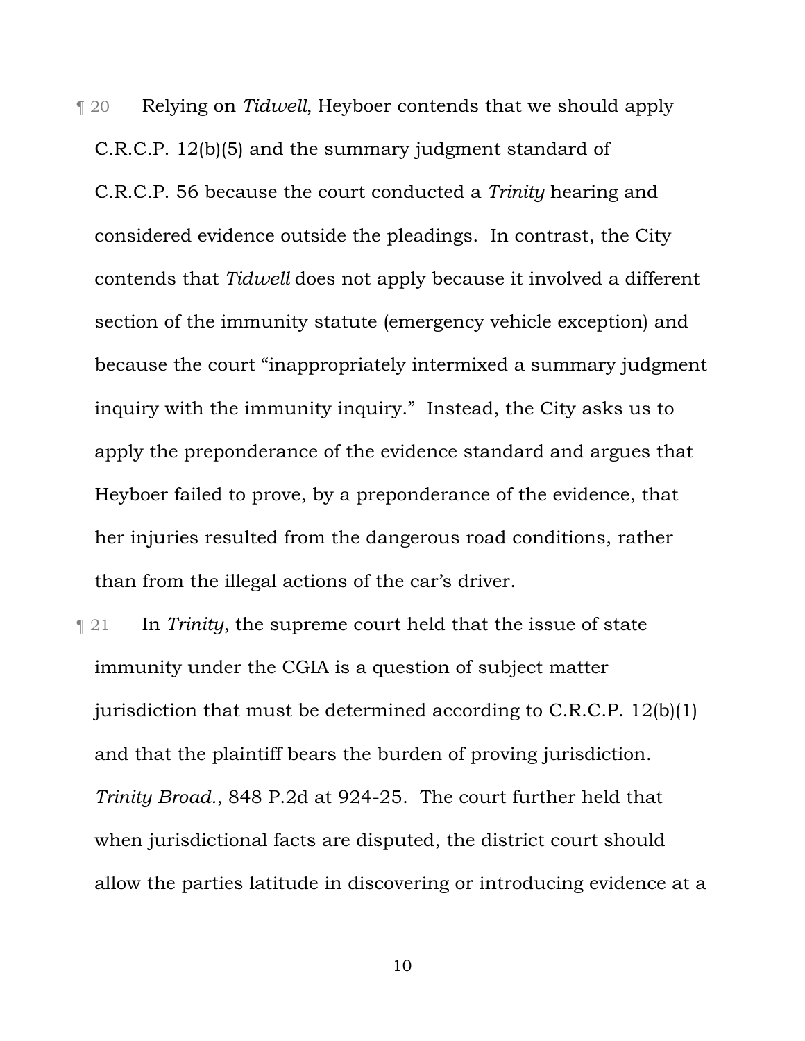¶ 20 Relying on *Tidwell*, Heyboer contends that we should apply C.R.C.P. 12(b)(5) and the summary judgment standard of C.R.C.P. 56 because the court conducted a *Trinity* hearing and considered evidence outside the pleadings. In contrast, the City contends that *Tidwell* does not apply because it involved a different section of the immunity statute (emergency vehicle exception) and because the court "inappropriately intermixed a summary judgment inquiry with the immunity inquiry." Instead, the City asks us to apply the preponderance of the evidence standard and argues that Heyboer failed to prove, by a preponderance of the evidence, that her injuries resulted from the dangerous road conditions, rather than from the illegal actions of the car's driver.

¶ 21 In *Trinity*, the supreme court held that the issue of state immunity under the CGIA is a question of subject matter jurisdiction that must be determined according to C.R.C.P. 12(b)(1) and that the plaintiff bears the burden of proving jurisdiction. *Trinity Broad.*, 848 P.2d at 924-25. The court further held that when jurisdictional facts are disputed, the district court should allow the parties latitude in discovering or introducing evidence at a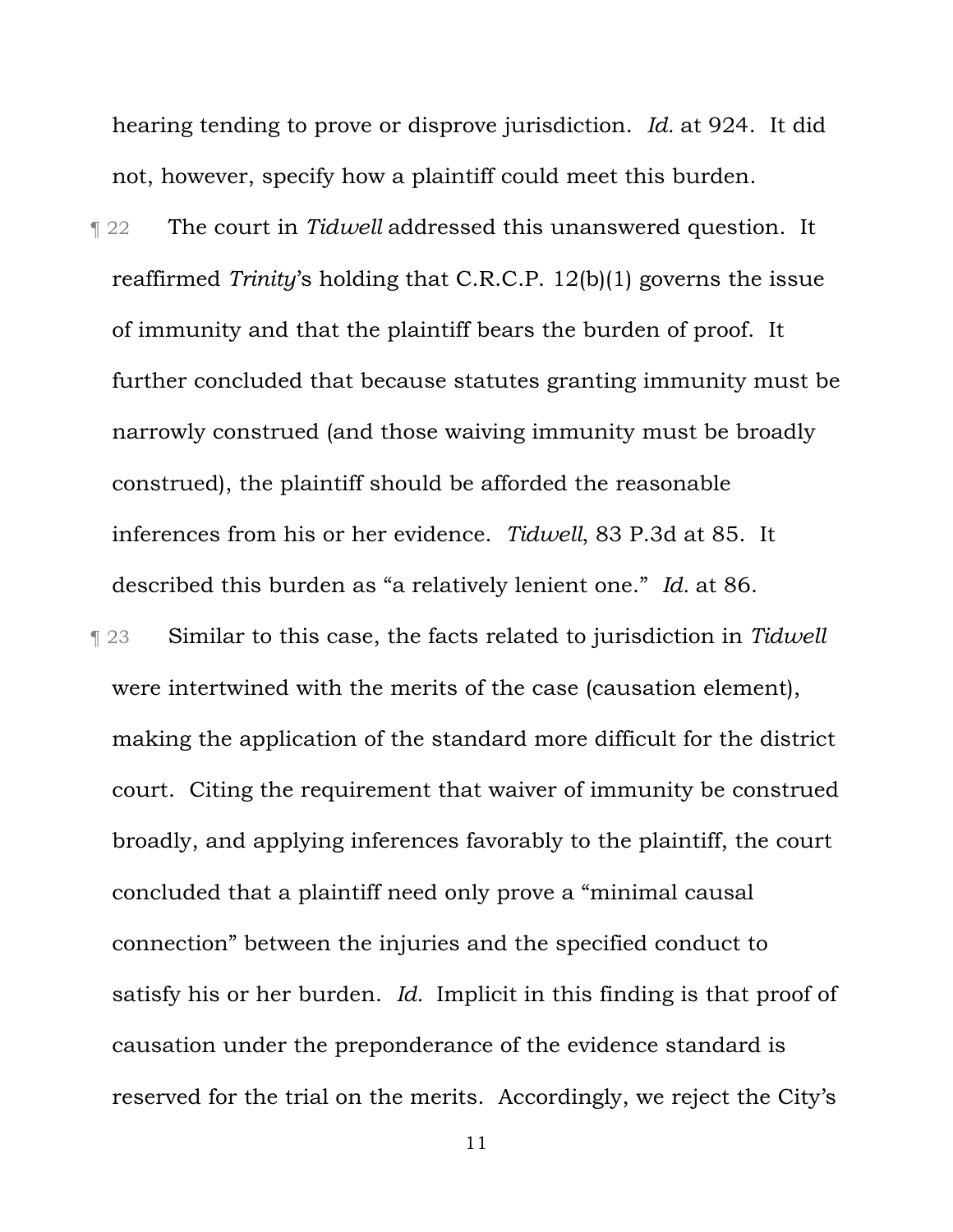hearing tending to prove or disprove jurisdiction. *Id.* at 924. It did not, however, specify how a plaintiff could meet this burden.

¶ 22 The court in *Tidwell* addressed this unanswered question. It reaffirmed *Trinity*'s holding that C.R.C.P. 12(b)(1) governs the issue of immunity and that the plaintiff bears the burden of proof. It further concluded that because statutes granting immunity must be narrowly construed (and those waiving immunity must be broadly construed), the plaintiff should be afforded the reasonable inferences from his or her evidence. *Tidwell*, 83 P.3d at 85. It described this burden as "a relatively lenient one." *Id.* at 86.

¶ 23 Similar to this case, the facts related to jurisdiction in *Tidwell* were intertwined with the merits of the case (causation element), making the application of the standard more difficult for the district court. Citing the requirement that waiver of immunity be construed broadly, and applying inferences favorably to the plaintiff, the court concluded that a plaintiff need only prove a "minimal causal connection" between the injuries and the specified conduct to satisfy his or her burden. *Id.* Implicit in this finding is that proof of causation under the preponderance of the evidence standard is reserved for the trial on the merits. Accordingly, we reject the City's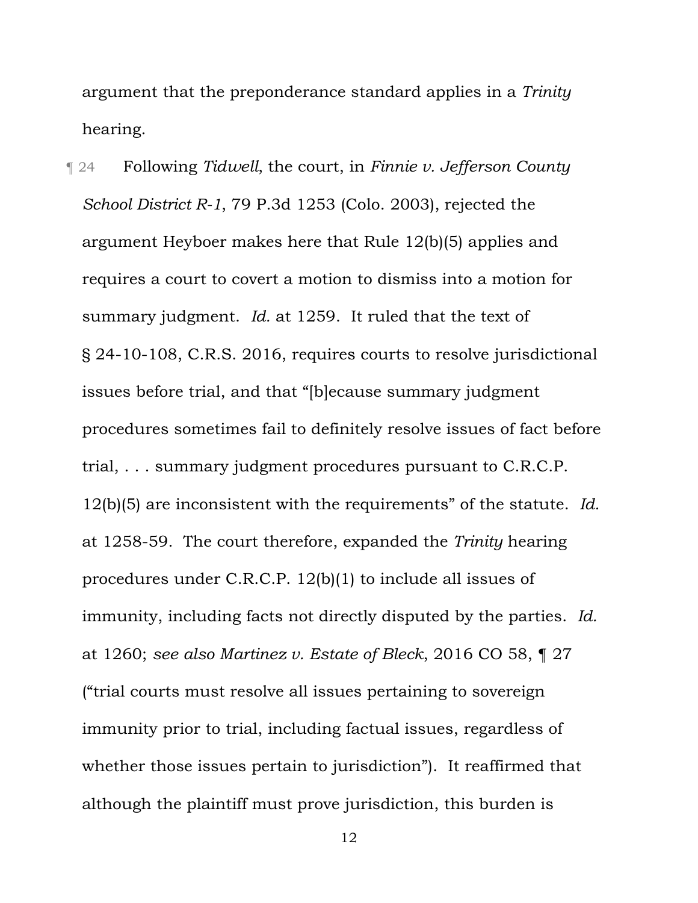argument that the preponderance standard applies in a *Trinity* hearing.

¶ 24 Following *Tidwell*, the court, in *Finnie v. Jefferson County School District R-1*, 79 P.3d 1253 (Colo. 2003), rejected the argument Heyboer makes here that Rule 12(b)(5) applies and requires a court to covert a motion to dismiss into a motion for summary judgment. *Id.* at 1259. It ruled that the text of § 24-10-108, C.R.S. 2016, requires courts to resolve jurisdictional issues before trial, and that "[b]ecause summary judgment procedures sometimes fail to definitely resolve issues of fact before trial, . . . summary judgment procedures pursuant to C.R.C.P. 12(b)(5) are inconsistent with the requirements" of the statute. *Id.* at 1258-59. The court therefore, expanded the *Trinity* hearing procedures under C.R.C.P. 12(b)(1) to include all issues of immunity, including facts not directly disputed by the parties. *Id.* at 1260; *see also Martinez v. Estate of Bleck*, 2016 CO 58, ¶ 27 ("trial courts must resolve all issues pertaining to sovereign immunity prior to trial, including factual issues, regardless of whether those issues pertain to jurisdiction"). It reaffirmed that although the plaintiff must prove jurisdiction, this burden is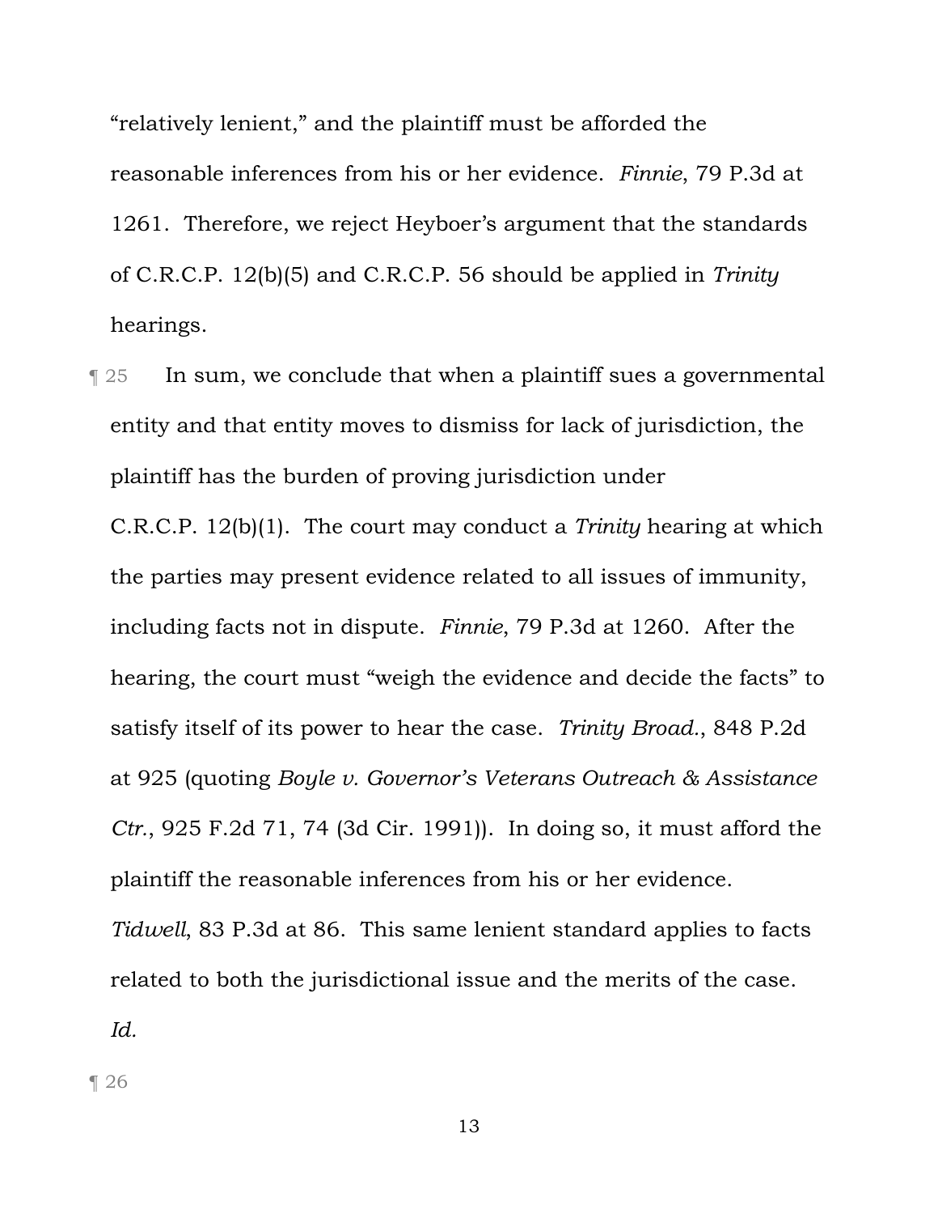"relatively lenient," and the plaintiff must be afforded the reasonable inferences from his or her evidence. *Finnie*, 79 P.3d at 1261. Therefore, we reject Heyboer's argument that the standards of C.R.C.P. 12(b)(5) and C.R.C.P. 56 should be applied in *Trinity* hearings.

¶ 25 In sum, we conclude that when a plaintiff sues a governmental entity and that entity moves to dismiss for lack of jurisdiction, the plaintiff has the burden of proving jurisdiction under C.R.C.P. 12(b)(1). The court may conduct a *Trinity* hearing at which the parties may present evidence related to all issues of immunity, including facts not in dispute. *Finnie*, 79 P.3d at 1260. After the hearing, the court must "weigh the evidence and decide the facts" to satisfy itself of its power to hear the case. *Trinity Broad.*, 848 P.2d at 925 (quoting *Boyle v. Governor's Veterans Outreach & Assistance Ctr.*, 925 F.2d 71, 74 (3d Cir. 1991)). In doing so, it must afford the plaintiff the reasonable inferences from his or her evidence. *Tidwell*, 83 P.3d at 86. This same lenient standard applies to facts related to both the jurisdictional issue and the merits of the case. *Id.*

¶ 26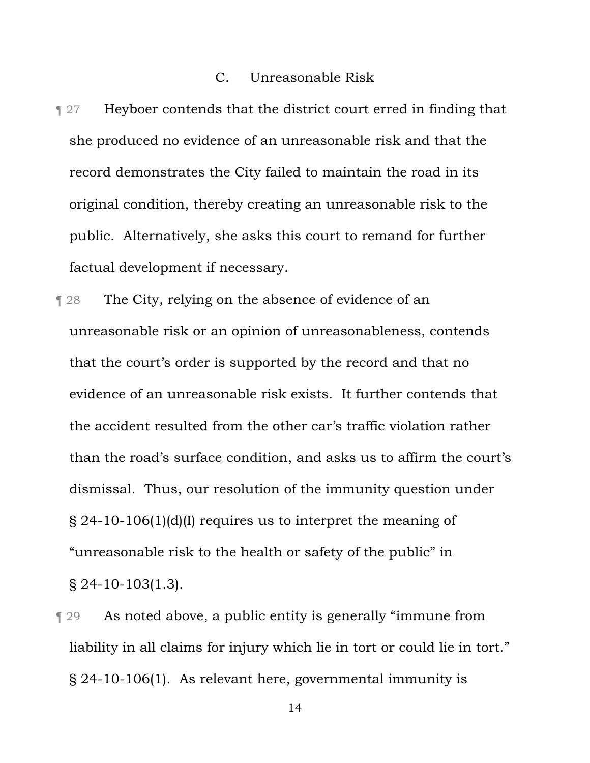### C. Unreasonable Risk

¶ 27 Heyboer contends that the district court erred in finding that she produced no evidence of an unreasonable risk and that the record demonstrates the City failed to maintain the road in its original condition, thereby creating an unreasonable risk to the public. Alternatively, she asks this court to remand for further factual development if necessary.

¶ 28 The City, relying on the absence of evidence of an unreasonable risk or an opinion of unreasonableness, contends that the court's order is supported by the record and that no evidence of an unreasonable risk exists. It further contends that the accident resulted from the other car's traffic violation rather than the road's surface condition, and asks us to affirm the court's dismissal. Thus, our resolution of the immunity question under § 24-10-106(1)(d)(I) requires us to interpret the meaning of "unreasonable risk to the health or safety of the public" in § 24-10-103(1.3).

¶ 29 As noted above, a public entity is generally "immune from liability in all claims for injury which lie in tort or could lie in tort." § 24-10-106(1). As relevant here, governmental immunity is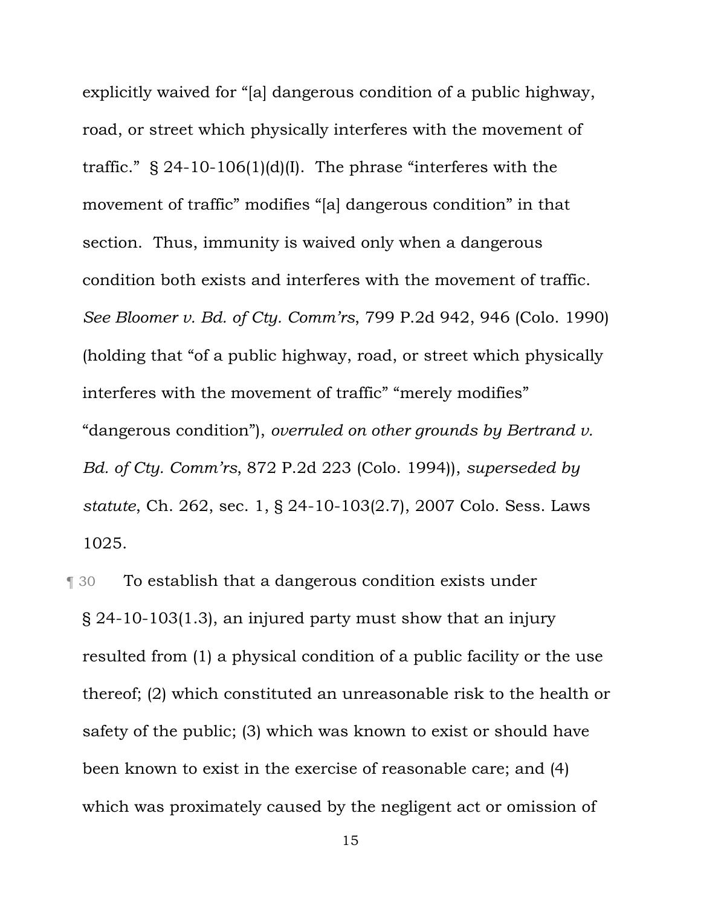explicitly waived for "[a] dangerous condition of a public highway, road, or street which physically interferes with the movement of traffic." § 24-10-106(1)(d)(I). The phrase "interferes with the movement of traffic" modifies "[a] dangerous condition" in that section. Thus, immunity is waived only when a dangerous condition both exists and interferes with the movement of traffic. *See Bloomer v. Bd. of Cty. Comm'rs*, 799 P.2d 942, 946 (Colo. 1990) (holding that "of a public highway, road, or street which physically interferes with the movement of traffic" "merely modifies" "dangerous condition"), *overruled on other grounds by Bertrand v. Bd. of Cty. Comm'rs*, 872 P.2d 223 (Colo. 1994)), *superseded by statute*, Ch. 262, sec. 1, § 24-10-103(2.7), 2007 Colo. Sess. Laws 1025.

¶ 30 To establish that a dangerous condition exists under § 24-10-103(1.3), an injured party must show that an injury resulted from (1) a physical condition of a public facility or the use thereof; (2) which constituted an unreasonable risk to the health or safety of the public; (3) which was known to exist or should have been known to exist in the exercise of reasonable care; and (4) which was proximately caused by the negligent act or omission of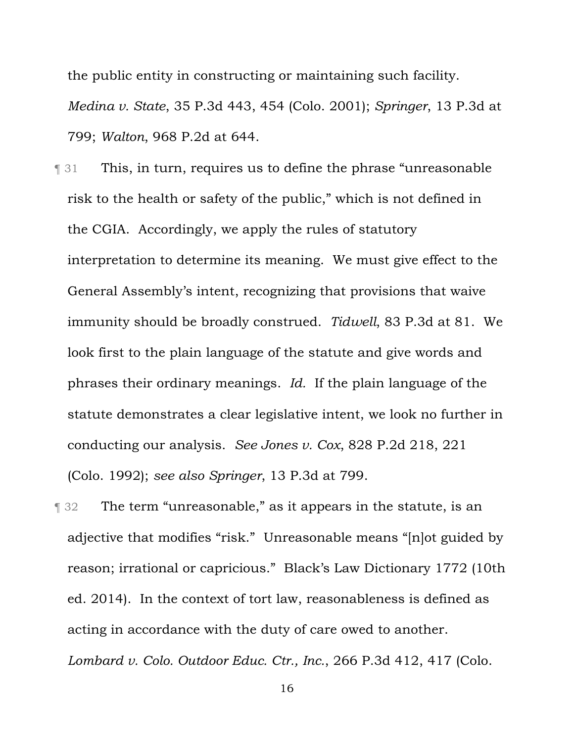the public entity in constructing or maintaining such facility. *Medina v. State*, 35 P.3d 443, 454 (Colo. 2001); *Springer*, 13 P.3d at 799; *Walton*, 968 P.2d at 644.

¶ 31 This, in turn, requires us to define the phrase "unreasonable risk to the health or safety of the public," which is not defined in the CGIA. Accordingly, we apply the rules of statutory interpretation to determine its meaning. We must give effect to the General Assembly's intent, recognizing that provisions that waive immunity should be broadly construed. *Tidwell*, 83 P.3d at 81. We look first to the plain language of the statute and give words and phrases their ordinary meanings. *Id.* If the plain language of the statute demonstrates a clear legislative intent, we look no further in conducting our analysis. *See Jones v. Cox*, 828 P.2d 218, 221 (Colo. 1992); *see also Springer*, 13 P.3d at 799.

¶ 32 The term "unreasonable," as it appears in the statute, is an adjective that modifies "risk." Unreasonable means "[n]ot guided by reason; irrational or capricious." Black's Law Dictionary 1772 (10th ed. 2014). In the context of tort law, reasonableness is defined as acting in accordance with the duty of care owed to another. *Lombard v. Colo. Outdoor Educ. Ctr., Inc.*, 266 P.3d 412, 417 (Colo.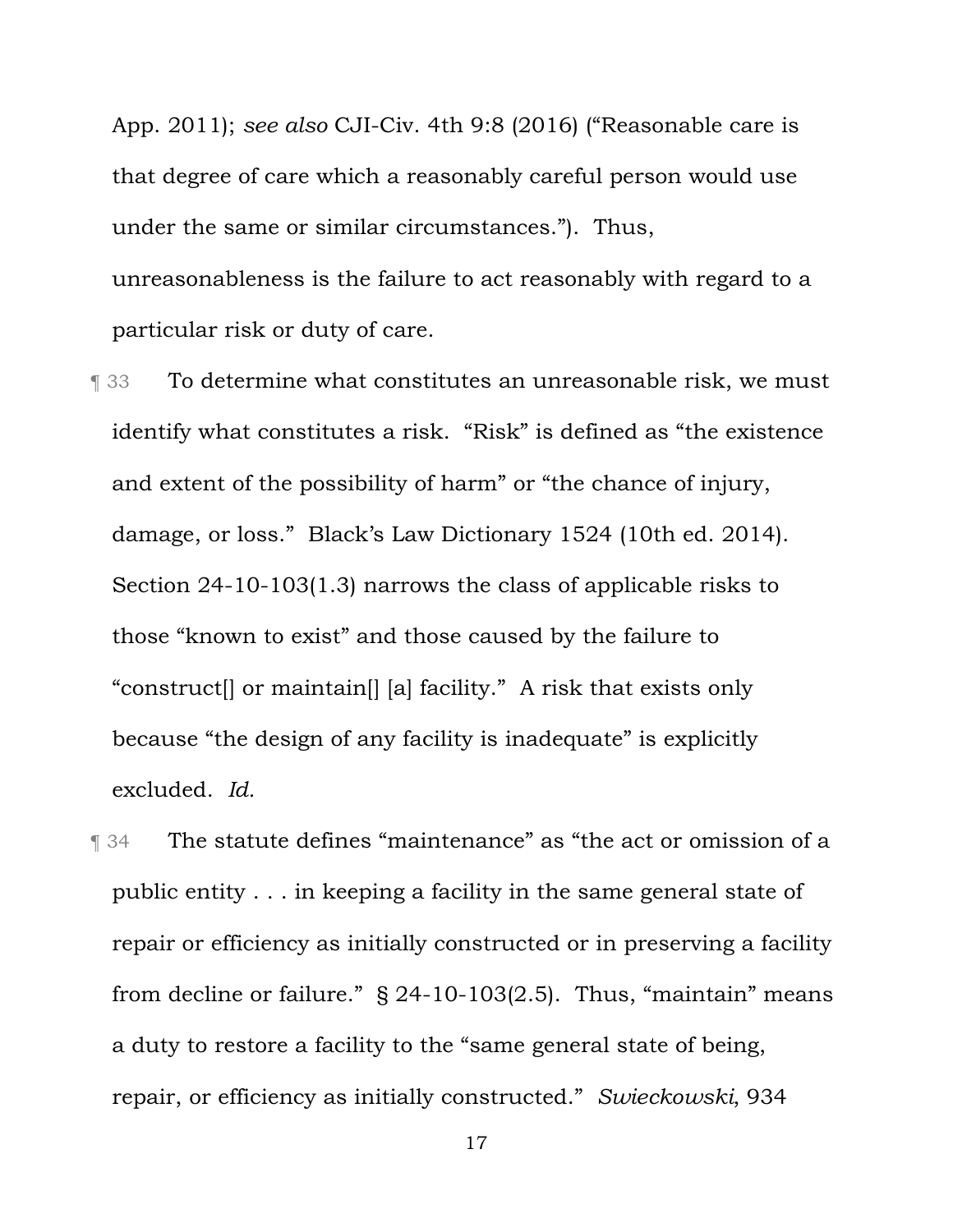App. 2011); *see also* CJI-Civ. 4th 9:8 (2016) ("Reasonable care is that degree of care which a reasonably careful person would use under the same or similar circumstances."). Thus, unreasonableness is the failure to act reasonably with regard to a particular risk or duty of care.

¶ 33 To determine what constitutes an unreasonable risk, we must identify what constitutes a risk. "Risk" is defined as "the existence and extent of the possibility of harm" or "the chance of injury, damage, or loss." Black's Law Dictionary 1524 (10th ed. 2014). Section 24-10-103(1.3) narrows the class of applicable risks to those "known to exist" and those caused by the failure to "construct[] or maintain[] [a] facility." A risk that exists only because "the design of any facility is inadequate" is explicitly excluded. *Id.*

¶ 34 The statute defines "maintenance" as "the act or omission of a public entity . . . in keeping a facility in the same general state of repair or efficiency as initially constructed or in preserving a facility from decline or failure." § 24-10-103(2.5). Thus, "maintain" means a duty to restore a facility to the "same general state of being, repair, or efficiency as initially constructed." *Swieckowski*, 934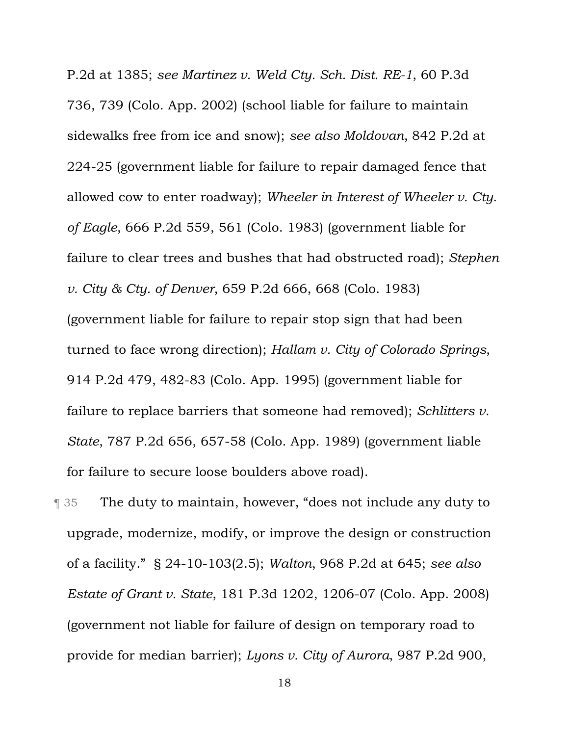P.2d at 1385; *see Martinez v. Weld Cty. Sch. Dist. RE-1*, 60 P.3d 736, 739 (Colo. App. 2002) (school liable for failure to maintain sidewalks free from ice and snow); *see also Moldovan*, 842 P.2d at 224-25 (government liable for failure to repair damaged fence that allowed cow to enter roadway); *Wheeler in Interest of Wheeler v. Cty. of Eagle*, 666 P.2d 559, 561 (Colo. 1983) (government liable for failure to clear trees and bushes that had obstructed road); *Stephen v. City & Cty. of Denver*, 659 P.2d 666, 668 (Colo. 1983) (government liable for failure to repair stop sign that had been turned to face wrong direction); *Hallam v. City of Colorado Springs*, 914 P.2d 479, 482-83 (Colo. App. 1995) (government liable for failure to replace barriers that someone had removed); *Schlitters v. State*, 787 P.2d 656, 657-58 (Colo. App. 1989) (government liable for failure to secure loose boulders above road).

¶ 35 The duty to maintain, however, "does not include any duty to upgrade, modernize, modify, or improve the design or construction of a facility." § 24-10-103(2.5); *Walton*, 968 P.2d at 645; *see also Estate of Grant v. State*, 181 P.3d 1202, 1206-07 (Colo. App. 2008) (government not liable for failure of design on temporary road to provide for median barrier); *Lyons v. City of Aurora*, 987 P.2d 900,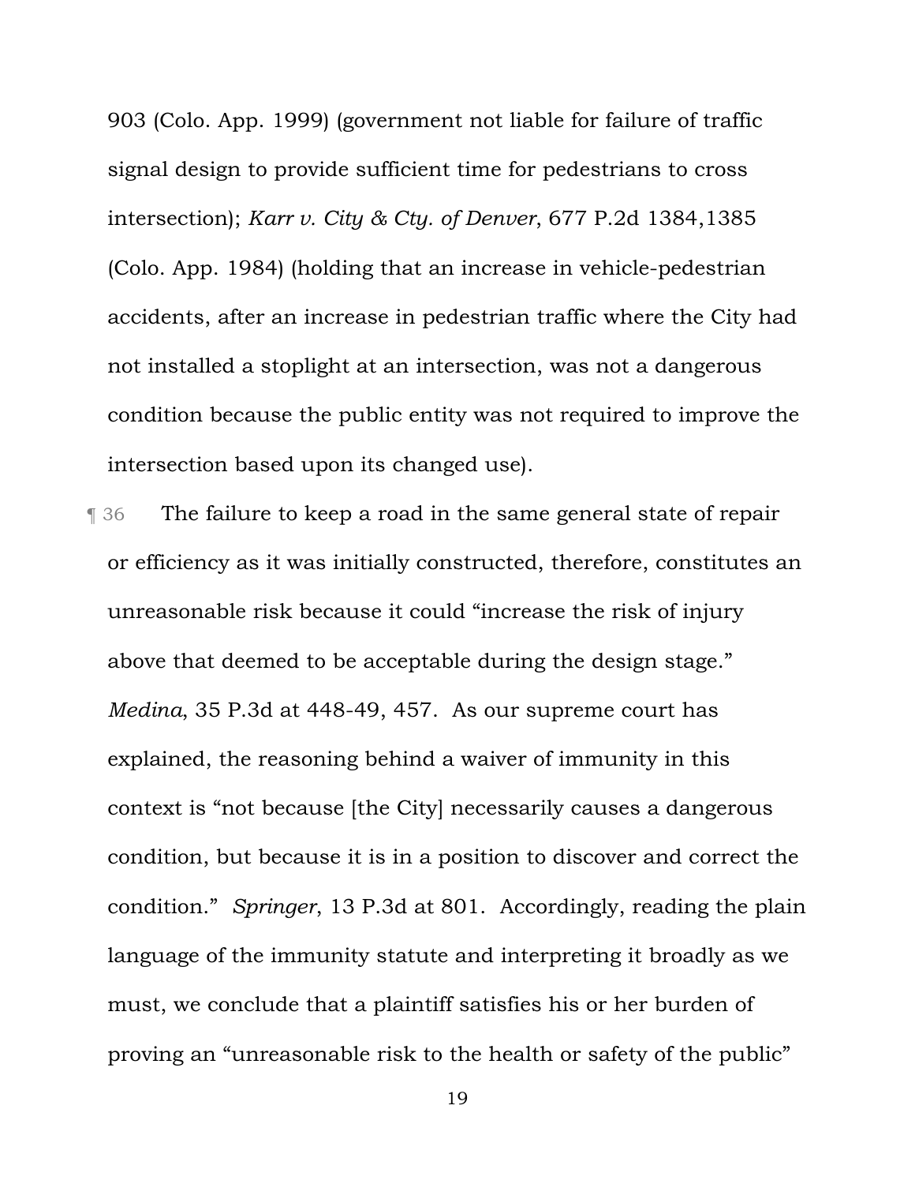903 (Colo. App. 1999) (government not liable for failure of traffic signal design to provide sufficient time for pedestrians to cross intersection); *Karr v. City & Cty. of Denver*, 677 P.2d 1384,1385 (Colo. App. 1984) (holding that an increase in vehicle-pedestrian accidents, after an increase in pedestrian traffic where the City had not installed a stoplight at an intersection, was not a dangerous condition because the public entity was not required to improve the intersection based upon its changed use).

¶ 36 The failure to keep a road in the same general state of repair or efficiency as it was initially constructed, therefore, constitutes an unreasonable risk because it could "increase the risk of injury above that deemed to be acceptable during the design stage." *Medina*, 35 P.3d at 448-49, 457. As our supreme court has explained, the reasoning behind a waiver of immunity in this context is "not because [the City] necessarily causes a dangerous condition, but because it is in a position to discover and correct the condition." *Springer*, 13 P.3d at 801. Accordingly, reading the plain language of the immunity statute and interpreting it broadly as we must, we conclude that a plaintiff satisfies his or her burden of proving an "unreasonable risk to the health or safety of the public"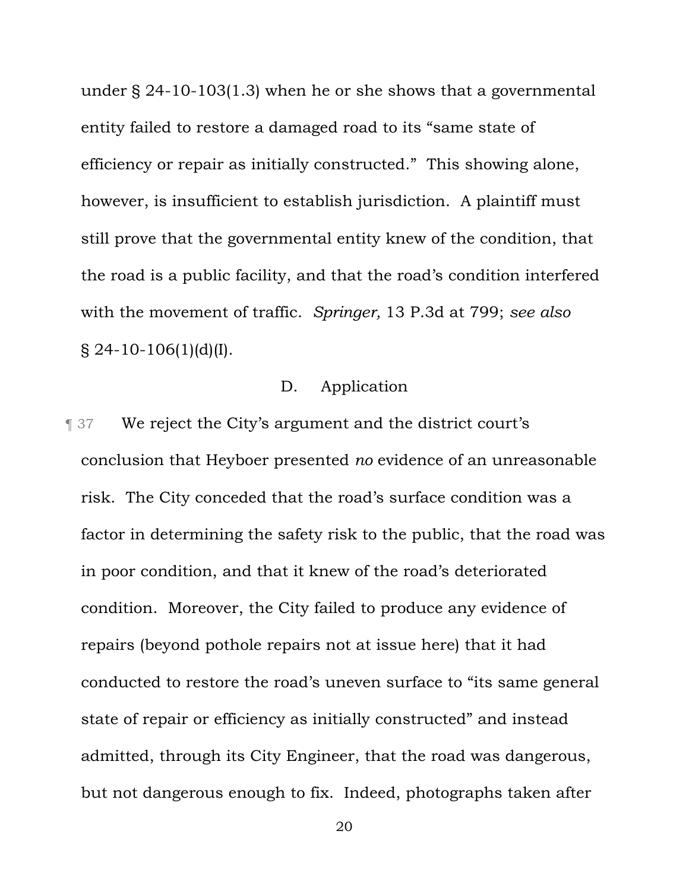under § 24-10-103(1.3) when he or she shows that a governmental entity failed to restore a damaged road to its "same state of efficiency or repair as initially constructed." This showing alone, however, is insufficient to establish jurisdiction. A plaintiff must still prove that the governmental entity knew of the condition, that the road is a public facility, and that the road's condition interfered with the movement of traffic. *Springer,* 13 P.3d at 799; *see also* § 24-10-106(1)(d)(I).

### D. Application

¶ 37 We reject the City's argument and the district court's conclusion that Heyboer presented *no* evidence of an unreasonable risk. The City conceded that the road's surface condition was a factor in determining the safety risk to the public, that the road was in poor condition, and that it knew of the road's deteriorated condition. Moreover, the City failed to produce any evidence of repairs (beyond pothole repairs not at issue here) that it had conducted to restore the road's uneven surface to "its same general state of repair or efficiency as initially constructed" and instead admitted, through its City Engineer, that the road was dangerous, but not dangerous enough to fix. Indeed, photographs taken after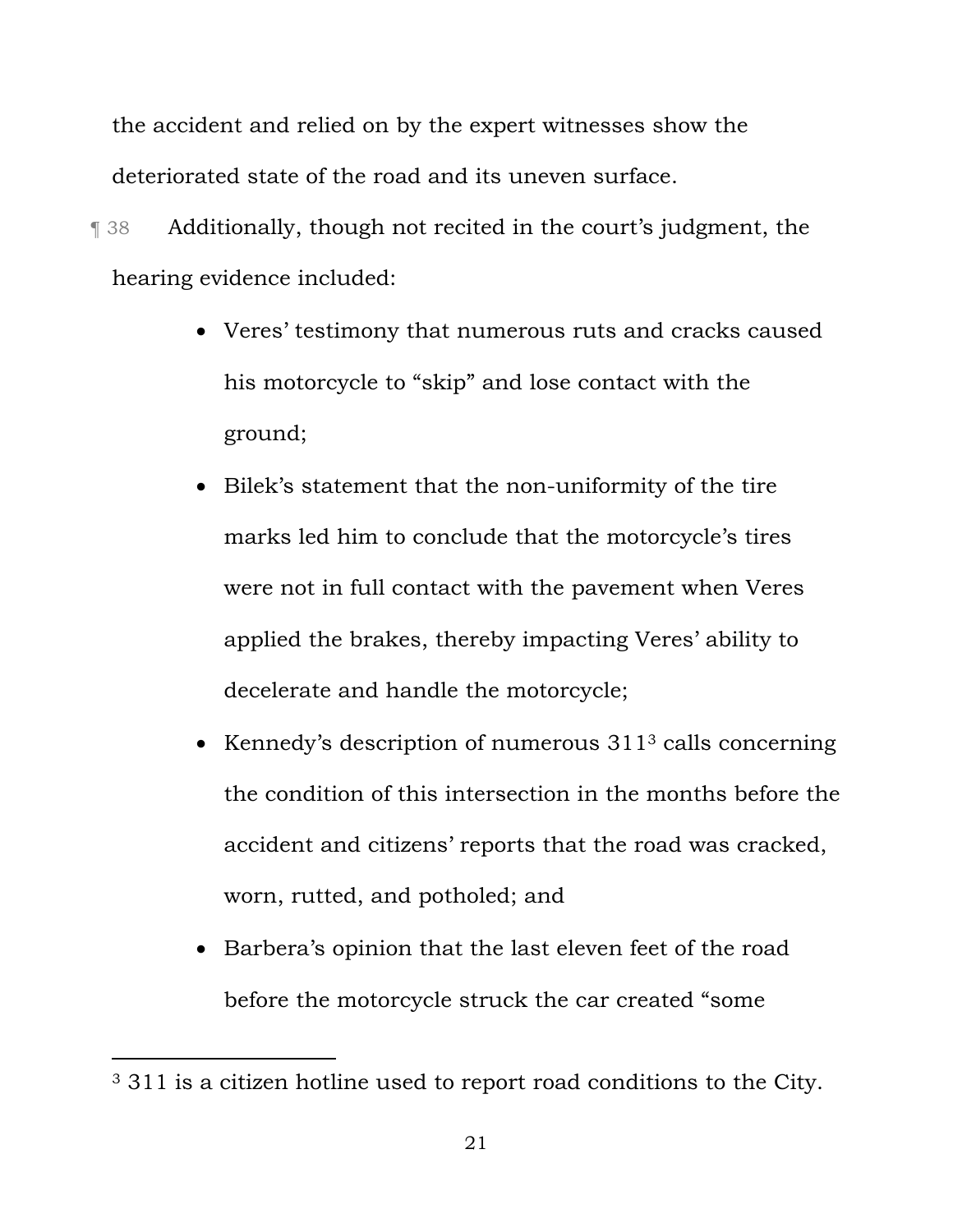the accident and relied on by the expert witnesses show the deteriorated state of the road and its uneven surface.

¶ 38 Additionally, though not recited in the court's judgment, the hearing evidence included:

- Veres' testimony that numerous ruts and cracks caused his motorcycle to "skip" and lose contact with the ground;
- Bilek's statement that the non-uniformity of the tire marks led him to conclude that the motorcycle's tires were not in full contact with the pavement when Veres applied the brakes, thereby impacting Veres' ability to decelerate and handle the motorcycle;
- Kennedy's description of numerous 311[3] calls concerning the condition of this intersection in the months before the accident and citizens' reports that the road was cracked, worn, rutted, and potholed; and
- Barbera's opinion that the last eleven feet of the road before the motorcycle struck the car created "some

---

[3] 311 is a citizen hotline used to report road conditions to the City.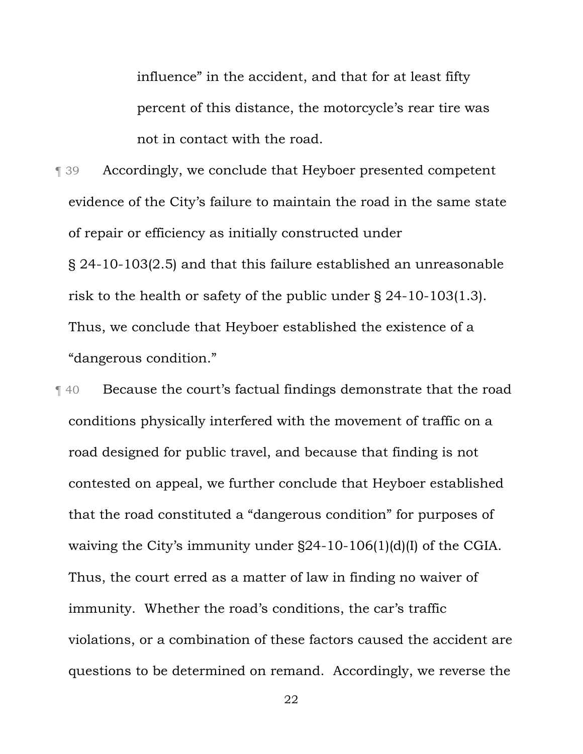> influence" in the accident, and that for at least fifty percent of this distance, the motorcycle's rear tire was not in contact with the road.

¶ 39 Accordingly, we conclude that Heyboer presented competent evidence of the City's failure to maintain the road in the same state of repair or efficiency as initially constructed under § 24-10-103(2.5) and that this failure established an unreasonable risk to the health or safety of the public under § 24-10-103(1.3). Thus, we conclude that Heyboer established the existence of a "dangerous condition."

¶ 40 Because the court's factual findings demonstrate that the road conditions physically interfered with the movement of traffic on a road designed for public travel, and because that finding is not contested on appeal, we further conclude that Heyboer established that the road constituted a "dangerous condition" for purposes of waiving the City's immunity under §24-10-106(1)(d)(I) of the CGIA. Thus, the court erred as a matter of law in finding no waiver of immunity. Whether the road's conditions, the car's traffic violations, or a combination of these factors caused the accident are questions to be determined on remand. Accordingly, we reverse the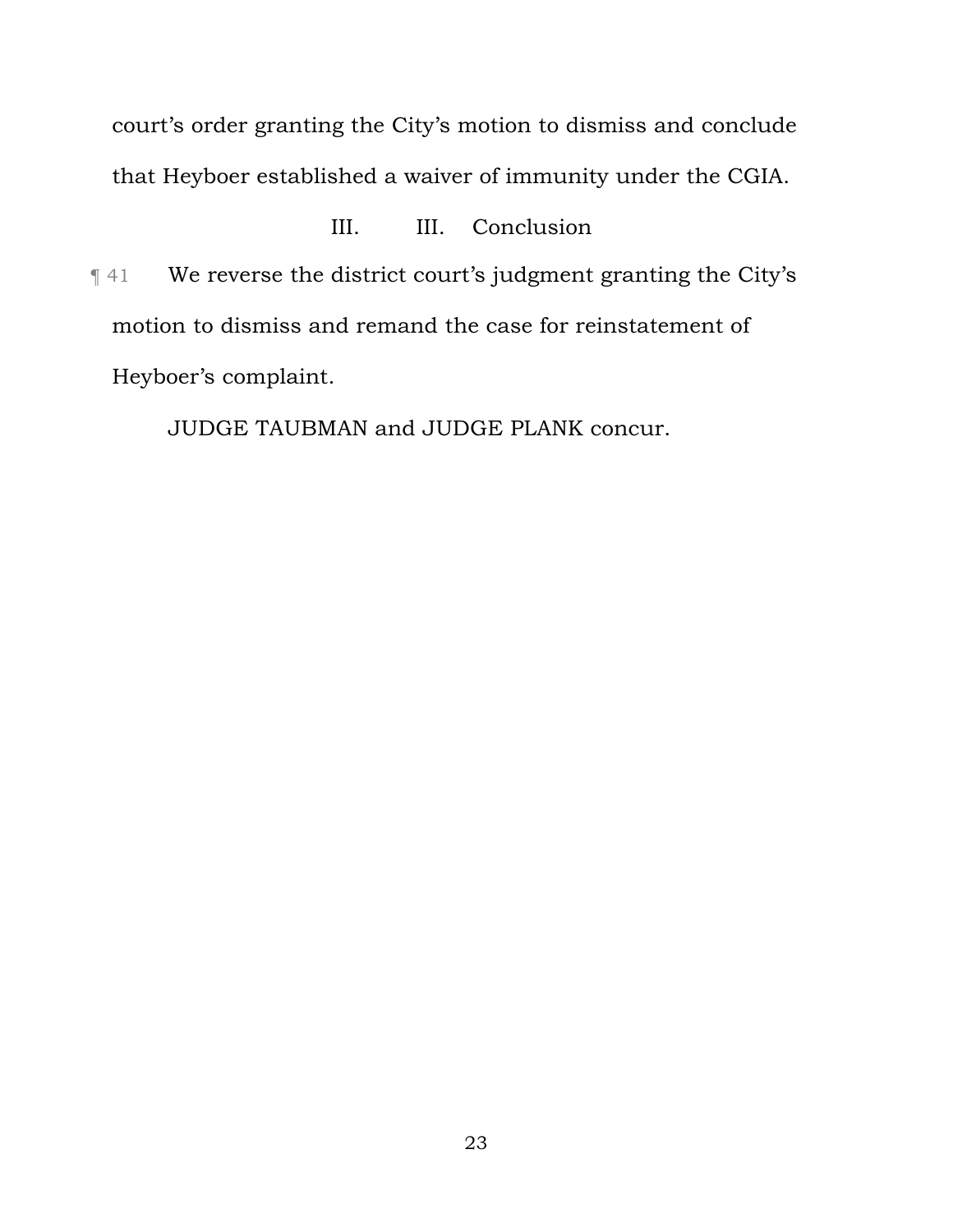court's order granting the City's motion to dismiss and conclude that Heyboer established a waiver of immunity under the CGIA.

## III. III. Conclusion

¶ 41 We reverse the district court's judgment granting the City's motion to dismiss and remand the case for reinstatement of Heyboer's complaint.

JUDGE TAUBMAN and JUDGE PLANK concur.